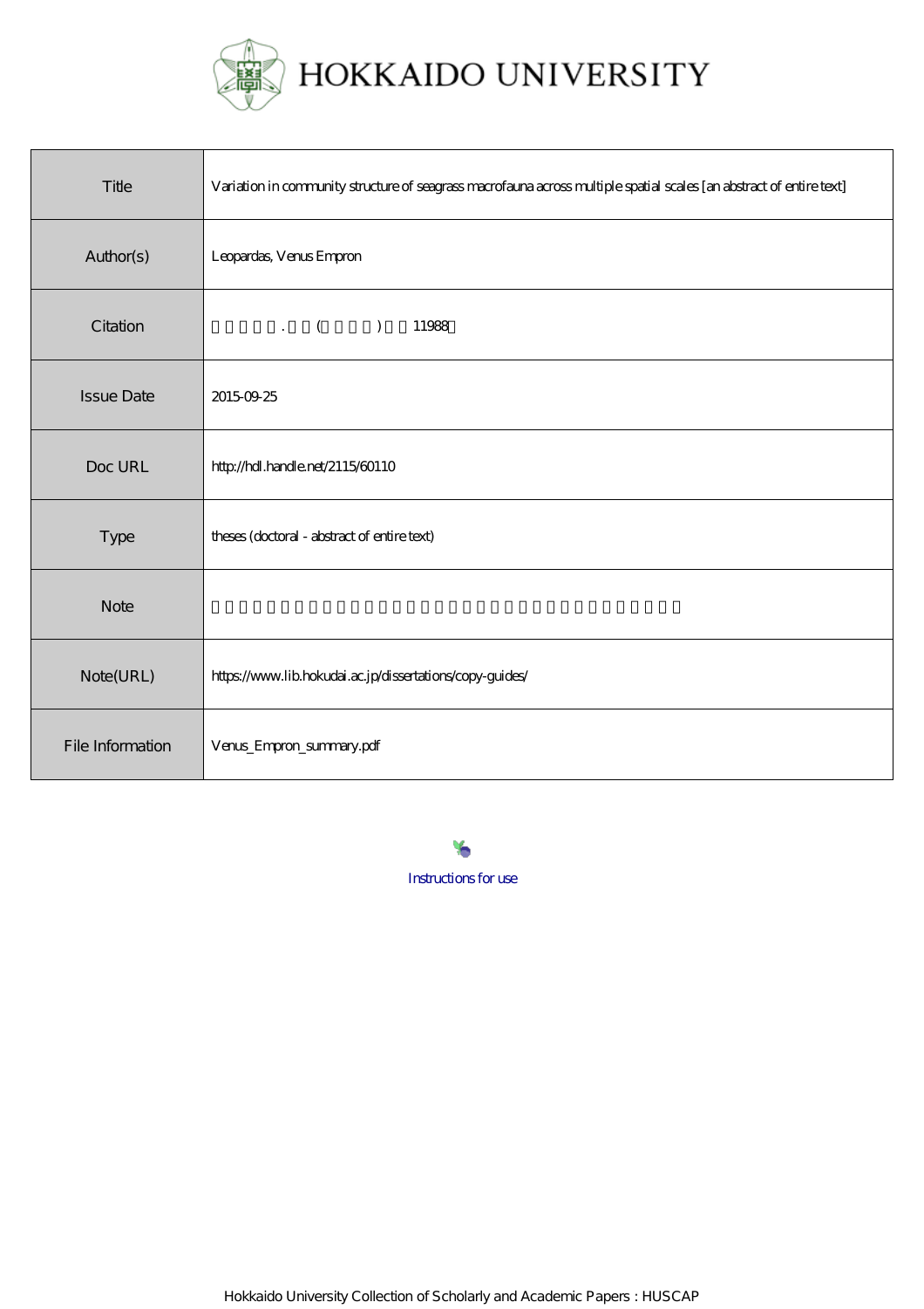# HOKKAIDO UNIVERSITY

| | |
|---|---|
| Title | Variation in community structure of seagrass macrofauna across multiple spatial scales [an abstract of entire text] |
| Author(s) | Leopardas, Venus Empron |
| Citation | 　　　　　. 　　(　　　　)　　11988 |
| Issue Date | 2015-09-25 |
| Doc URL | http://hdl.handle.net/2115/60110 |
| Type | theses (doctoral - abstract of entire text) |
| Note | |
| Note(URL) | https://www.lib.hokudai.ac.jp/dissertations/copy-guides/ |
| File Information | Venus_Empron_summary.pdf |

Instructions for use

Hokkaido University Collection of Scholarly and Academic Papers : HUSCAP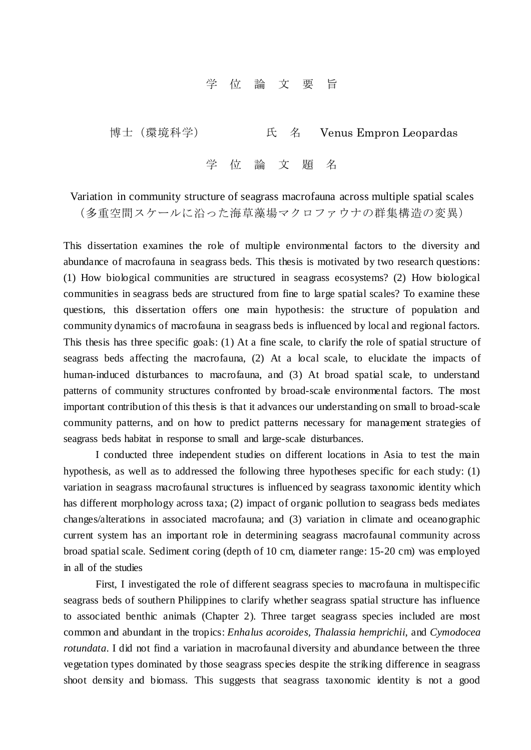# 学 位 論 文 要 旨

博士（環境科学）　　　　　氏　名　Venus Empron Leopardas

## 学 位 論 文 題 名

Variation in community structure of seagrass macrofauna across multiple spatial scales
（多重空間スケールに沿った海草藻場マクロファウナの群集構造の変異）

This dissertation examines the role of multiple environmental factors to the diversity and abundance of macrofauna in seagrass beds. This thesis is motivated by two research questions: (1) How biological communities are structured in seagrass ecosystems? (2) How biological communities in seagrass beds are structured from fine to large spatial scales? To examine these questions, this dissertation offers one main hypothesis: the structure of population and community dynamics of macrofauna in seagrass beds is influenced by local and regional factors. This thesis has three specific goals: (1) At a fine scale, to clarify the role of spatial structure of seagrass beds affecting the macrofauna, (2) At a local scale, to elucidate the impacts of human-induced disturbances to macrofauna, and (3) At broad spatial scale, to understand patterns of community structures confronted by broad-scale environmental factors. The most important contribution of this thesis is that it advances our understanding on small to broad-scale community patterns, and on how to predict patterns necessary for management strategies of seagrass beds habitat in response to small and large-scale disturbances.

I conducted three independent studies on different locations in Asia to test the main hypothesis, as well as to addressed the following three hypotheses specific for each study: (1) variation in seagrass macrofaunal structures is influenced by seagrass taxonomic identity which has different morphology across taxa; (2) impact of organic pollution to seagrass beds mediates changes/alterations in associated macrofauna; and (3) variation in climate and oceanographic current system has an important role in determining seagrass macrofaunal community across broad spatial scale. Sediment coring (depth of 10 cm, diameter range: 15-20 cm) was employed in all of the studies

First, I investigated the role of different seagrass species to macrofauna in multispecific seagrass beds of southern Philippines to clarify whether seagrass spatial structure has influence to associated benthic animals (Chapter 2). Three target seagrass species included are most common and abundant in the tropics: *Enhalus acoroides*, *Thalassia hemprichii*, and *Cymodocea rotundata*. I did not find a variation in macrofaunal diversity and abundance between the three vegetation types dominated by those seagrass species despite the striking difference in seagrass shoot density and biomass. This suggests that seagrass taxonomic identity is not a good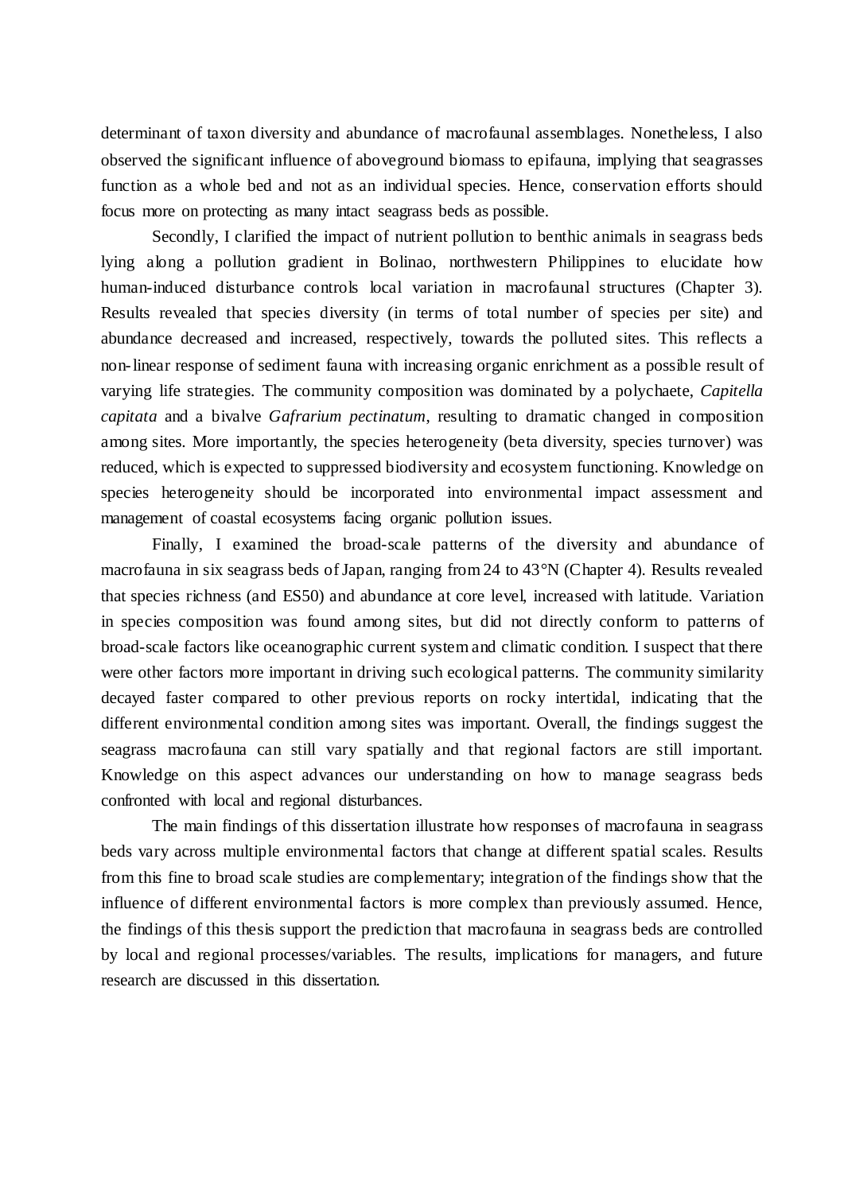determinant of taxon diversity and abundance of macrofaunal assemblages. Nonetheless, I also observed the significant influence of aboveground biomass to epifauna, implying that seagrasses function as a whole bed and not as an individual species. Hence, conservation efforts should focus more on protecting as many intact seagrass beds as possible.

Secondly, I clarified the impact of nutrient pollution to benthic animals in seagrass beds lying along a pollution gradient in Bolinao, northwestern Philippines to elucidate how human-induced disturbance controls local variation in macrofaunal structures (Chapter 3). Results revealed that species diversity (in terms of total number of species per site) and abundance decreased and increased, respectively, towards the polluted sites. This reflects a non-linear response of sediment fauna with increasing organic enrichment as a possible result of varying life strategies. The community composition was dominated by a polychaete, *Capitella capitata* and a bivalve *Gafrarium pectinatum*, resulting to dramatic changed in composition among sites. More importantly, the species heterogeneity (beta diversity, species turnover) was reduced, which is expected to suppressed biodiversity and ecosystem functioning. Knowledge on species heterogeneity should be incorporated into environmental impact assessment and management of coastal ecosystems facing organic pollution issues.

Finally, I examined the broad-scale patterns of the diversity and abundance of macrofauna in six seagrass beds of Japan, ranging from 24 to 43°N (Chapter 4). Results revealed that species richness (and ES50) and abundance at core level, increased with latitude. Variation in species composition was found among sites, but did not directly conform to patterns of broad-scale factors like oceanographic current system and climatic condition. I suspect that there were other factors more important in driving such ecological patterns. The community similarity decayed faster compared to other previous reports on rocky intertidal, indicating that the different environmental condition among sites was important. Overall, the findings suggest the seagrass macrofauna can still vary spatially and that regional factors are still important. Knowledge on this aspect advances our understanding on how to manage seagrass beds confronted with local and regional disturbances.

The main findings of this dissertation illustrate how responses of macrofauna in seagrass beds vary across multiple environmental factors that change at different spatial scales. Results from this fine to broad scale studies are complementary; integration of the findings show that the influence of different environmental factors is more complex than previously assumed. Hence, the findings of this thesis support the prediction that macrofauna in seagrass beds are controlled by local and regional processes/variables. The results, implications for managers, and future research are discussed in this dissertation.